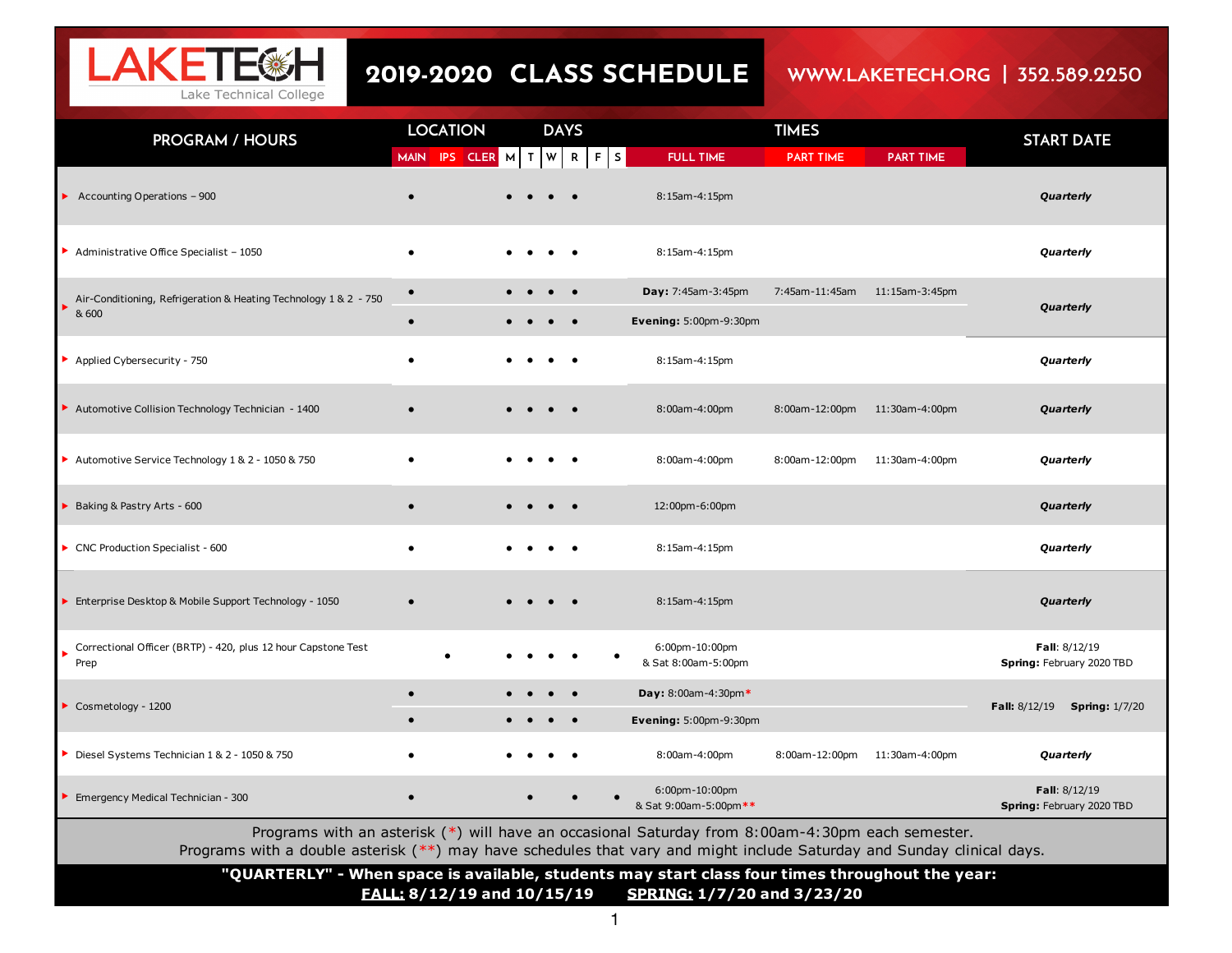# LAKETECH Lake Technical College

## 2019-2020 CLASS SCHEDULE

WWW.LAKETECH.ORG | 352.589.2250

| PROGRAM / HOURS | LOCATION | | | DAYS | | | | | | TIMES | | | START DATE |
|---|---|---|---|---|---|---|---|---|---|---|---|---|---|
| | MAIN | IPS | CLER | M | T | W | R | F | S | FULL TIME | PART TIME | PART TIME | |
| Accounting Operations – 900 | • | | | • | • | • | • | | | 8:15am-4:15pm | | | *Quarterly* |
| Administrative Office Specialist – 1050 | • | | | • | • | • | • | | | 8:15am-4:15pm | | | *Quarterly* |
| Air-Conditioning, Refrigeration & Heating Technology 1 & 2 - 750 & 600 | • | | | • | • | • | • | | | **Day:** 7:45am-3:45pm | 7:45am-11:45am | 11:15am-3:45pm | *Quarterly* |
| | • | | | • | • | • | • | | | **Evening:** 5:00pm-9:30pm | | | |
| Applied Cybersecurity - 750 | • | | | • | • | • | • | | | 8:15am-4:15pm | | | *Quarterly* |
| Automotive Collision Technology Technician - 1400 | • | | | • | • | • | • | | | 8:00am-4:00pm | 8:00am-12:00pm | 11:30am-4:00pm | *Quarterly* |
| Automotive Service Technology 1 & 2 - 1050 & 750 | • | | | • | • | • | • | | | 8:00am-4:00pm | 8:00am-12:00pm | 11:30am-4:00pm | *Quarterly* |
| Baking & Pastry Arts - 600 | • | | | • | • | • | • | | | 12:00pm-6:00pm | | | *Quarterly* |
| CNC Production Specialist - 600 | • | | | • | • | • | • | | | 8:15am-4:15pm | | | *Quarterly* |
| Enterprise Desktop & Mobile Support Technology - 1050 | • | | | • | • | • | • | | | 8:15am-4:15pm | | | *Quarterly* |
| Correctional Officer (BRTP) - 420, plus 12 hour Capstone Test Prep | | • | | • | • | • | • | | • | 6:00pm-10:00pm & Sat 8:00am-5:00pm | | | **Fall**: 8/12/19 **Spring:** February 2020 TBD |
| Cosmetology - 1200 | • | | | • | • | • | • | | | **Day:** 8:00am-4:30pm* | | | **Fall:** 8/12/19 **Spring:** 1/7/20 |
| | • | | | • | • | • | • | | | **Evening:** 5:00pm-9:30pm | | | |
| Diesel Systems Technician 1 & 2 - 1050 & 750 | • | | | • | • | • | • | | | 8:00am-4:00pm | 8:00am-12:00pm | 11:30am-4:00pm | *Quarterly* |
| Emergency Medical Technician - 300 | • | | | | • | | • | | • | 6:00pm-10:00pm & Sat 9:00am-5:00pm** | | | **Fall**: 8/12/19 **Spring:** February 2020 TBD |

Programs with an asterisk (*) will have an occasional Saturday from 8:00am-4:30pm each semester.
Programs with a double asterisk (**) may have schedules that vary and might include Saturday and Sunday clinical days.

**"QUARTERLY" - When space is available, students may start class four times throughout the year:**
**FALL: 8/12/19 and 10/15/19 SPRING: 1/7/20 and 3/23/20**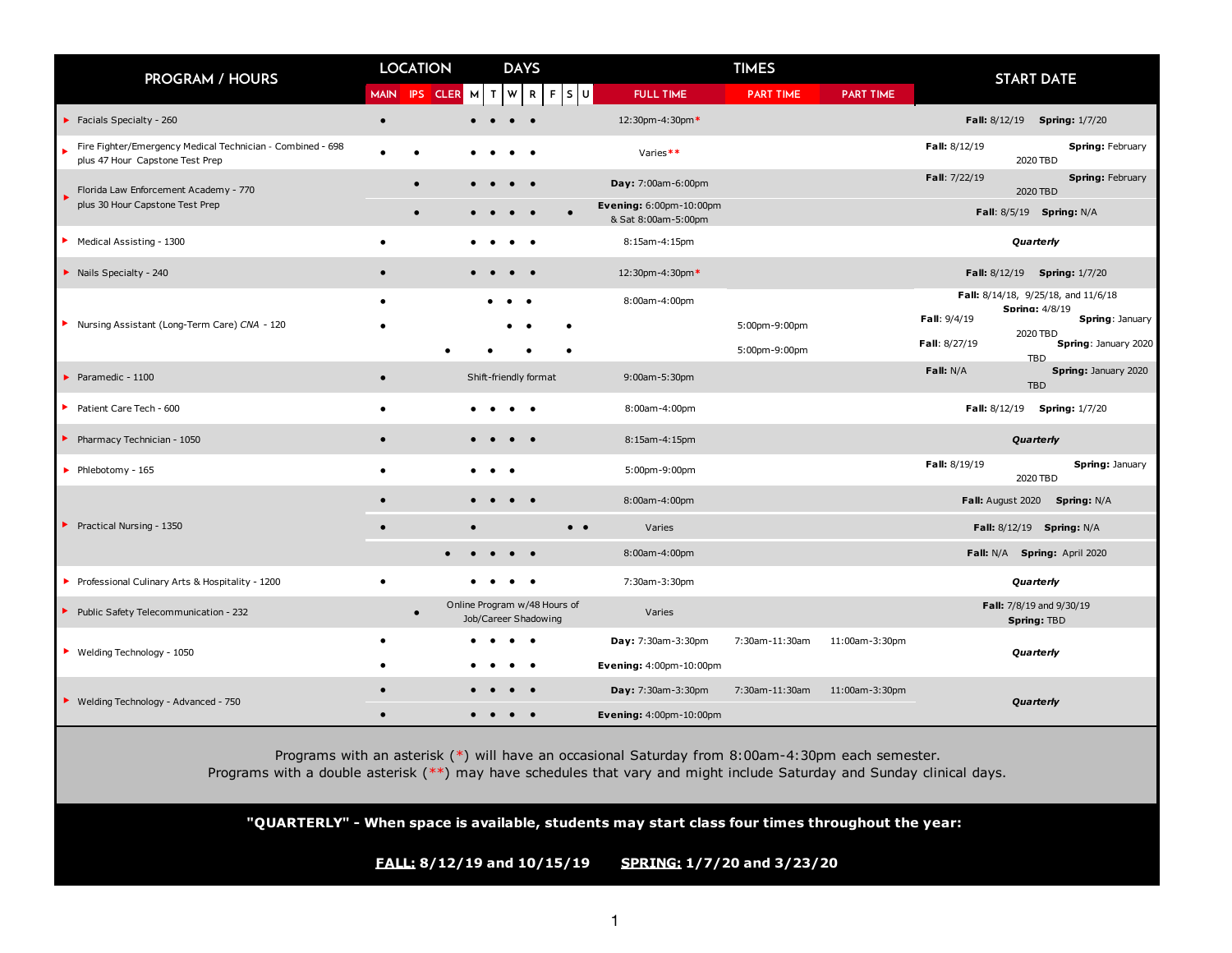| PROGRAM / HOURS | LOCATION | | | DAYS | | | | | | | TIMES | | | START DATE |
|---|---|---|---|---|---|---|---|---|---|---|---|---|---|---|
| | MAIN | IPS | CLER | M | T | W | R | F | S | U | FULL TIME | PART TIME | PART TIME | |
| Facials Specialty - 260 | • | | | • | • | • | • | | | | 12:30pm-4:30pm* | | | **Fall:** 8/12/19 **Spring:** 1/7/20 |
| Fire Fighter/Emergency Medical Technician - Combined - 698 plus 47 Hour Capstone Test Prep | • | • | | • | • | • | • | | | | Varies** | | | **Fall:** 8/12/19 **Spring:** February 2020 TBD |
| Florida Law Enforcement Academy - 770 plus 30 Hour Capstone Test Prep | | • | | • | • | • | • | | | | **Day:** 7:00am-6:00pm | | | **Fall**: 7/22/19 **Spring:** February 2020 TBD |
| | | • | | • | • | • | • | | • | | **Evening:** 6:00pm-10:00pm & Sat 8:00am-5:00pm | | | **Fall**: 8/5/19 **Spring:** N/A |
| Medical Assisting - 1300 | • | | | • | • | • | • | | | | 8:15am-4:15pm | | | ***Quarterly*** |
| Nails Specialty - 240 | • | | | • | • | • | • | | | | 12:30pm-4:30pm* | | | **Fall:** 8/12/19 **Spring:** 1/7/20 |
| Nursing Assistant (Long-Term Care) *CNA* - 120 | • | | | | • | • | • | | | | 8:00am-4:00pm | | | **Fall:** 8/14/18, 9/25/18, and 11/6/18 **Spring:** 4/8/19 |
| | • | | | | | • | • | | • | | | 5:00pm-9:00pm | | **Fall**: 9/4/19 **Spring**: January 2020 TBD |
| | | | • | | • | | • | | • | | | 5:00pm-9:00pm | | **Fall**: 8/27/19 **Spring**: January 2020 TBD |
| Paramedic - 1100 | • | | | Shift-friendly format | | | | | | | 9:00am-5:30pm | | | **Fall:** N/A **Spring:** January 2020 TBD |
| Patient Care Tech - 600 | • | | | • | • | • | • | | | | 8:00am-4:00pm | | | **Fall:** 8/12/19 **Spring:** 1/7/20 |
| Pharmacy Technician - 1050 | • | | | • | • | • | • | | | | 8:15am-4:15pm | | | ***Quarterly*** |
| Phlebotomy - 165 | • | | | • | • | • | | | | | 5:00pm-9:00pm | | | **Fall:** 8/19/19 **Spring:** January 2020 TBD |
| Practical Nursing - 1350 | • | | | • | • | • | • | | | | 8:00am-4:00pm | | | **Fall:** August 2020 **Spring:** N/A |
| | • | | | • | | | | | • | • | Varies | | | **Fall:** 8/12/19 **Spring:** N/A |
| | | | • | • | • | • | • | | | | 8:00am-4:00pm | | | **Fall:** N/A **Spring:** April 2020 |
| Professional Culinary Arts & Hospitality - 1200 | • | | | • | • | • | • | | | | 7:30am-3:30pm | | | ***Quarterly*** |
| Public Safety Telecommunication - 232 | | • | | Online Program w/48 Hours of Job/Career Shadowing | | | | | | | Varies | | | **Fall:** 7/8/19 and 9/30/19 **Spring:** TBD |
| Welding Technology - 1050 | • | | | • | • | • | • | | | | **Day:** 7:30am-3:30pm | 7:30am-11:30am | 11:00am-3:30pm | ***Quarterly*** |
| | • | | | • | • | • | • | | | | **Evening:** 4:00pm-10:00pm | | | |
| Welding Technology - Advanced - 750 | • | | | • | • | • | • | | | | **Day:** 7:30am-3:30pm | 7:30am-11:30am | 11:00am-3:30pm | ***Quarterly*** |
| | • | | | • | • | • | • | | | | **Evening:** 4:00pm-10:00pm | | | |

Programs with an asterisk (*) will have an occasional Saturday from 8:00am-4:30pm each semester.
Programs with a double asterisk (**) may have schedules that vary and might include Saturday and Sunday clinical days.

**"QUARTERLY" - When space is available, students may start class four times throughout the year:**

**FALL: 8/12/19 and 10/15/19 SPRING: 1/7/20 and 3/23/20**